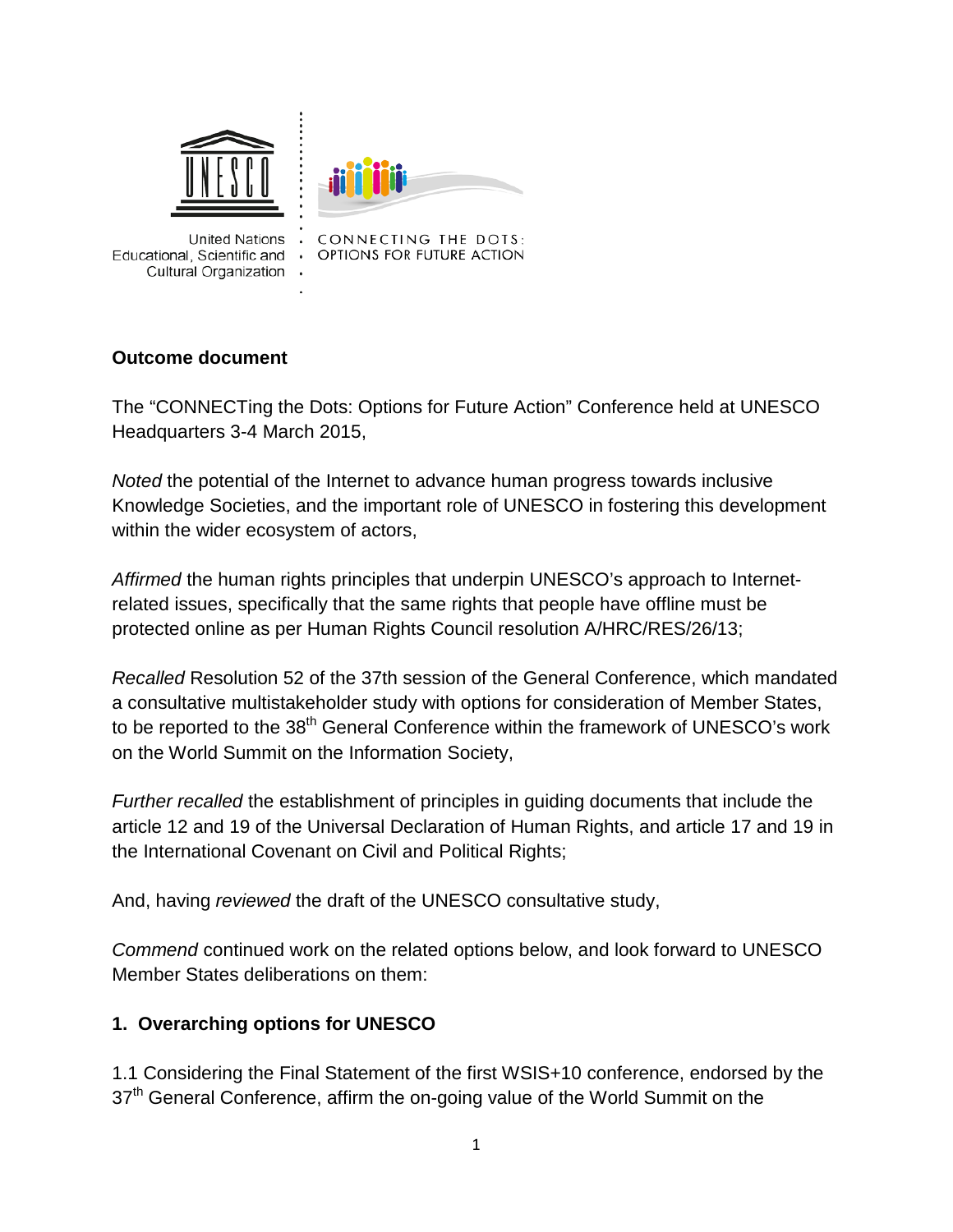United Nations Educational, Scientific and Cultural Organization

CONNECTING THE DOTS: OPTIONS FOR FUTURE ACTION

**Outcome document**

The “CONNECTing the Dots: Options for Future Action” Conference held at UNESCO Headquarters 3-4 March 2015,

*Noted* the potential of the Internet to advance human progress towards inclusive Knowledge Societies, and the important role of UNESCO in fostering this development within the wider ecosystem of actors,

*Affirmed* the human rights principles that underpin UNESCO’s approach to Internet-related issues, specifically that the same rights that people have offline must be protected online as per Human Rights Council resolution A/HRC/RES/26/13;

*Recalled* Resolution 52 of the 37th session of the General Conference, which mandated a consultative multistakeholder study with options for consideration of Member States, to be reported to the 38th General Conference within the framework of UNESCO’s work on the World Summit on the Information Society,

*Further recalled* the establishment of principles in guiding documents that include the article 12 and 19 of the Universal Declaration of Human Rights, and article 17 and 19 in the International Covenant on Civil and Political Rights;

And, having *reviewed* the draft of the UNESCO consultative study,

*Commend* continued work on the related options below, and look forward to UNESCO Member States deliberations on them:

**1. Overarching options for UNESCO**

1.1 Considering the Final Statement of the first WSIS+10 conference, endorsed by the 37th General Conference, affirm the on-going value of the World Summit on the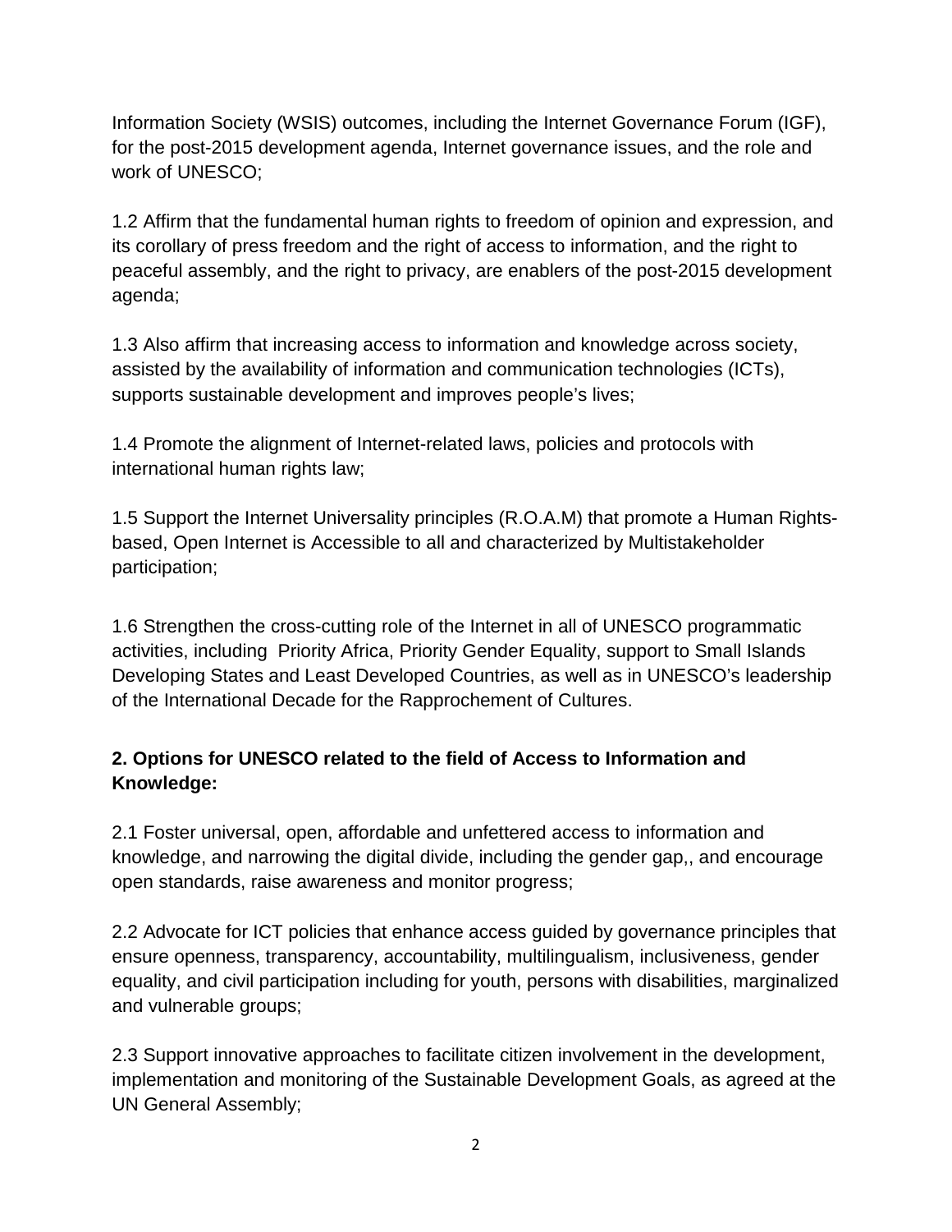Information Society (WSIS) outcomes, including the Internet Governance Forum (IGF), for the post-2015 development agenda, Internet governance issues, and the role and work of UNESCO;

1.2 Affirm that the fundamental human rights to freedom of opinion and expression, and its corollary of press freedom and the right of access to information, and the right to peaceful assembly, and the right to privacy, are enablers of the post-2015 development agenda;

1.3 Also affirm that increasing access to information and knowledge across society, assisted by the availability of information and communication technologies (ICTs), supports sustainable development and improves people's lives;

1.4 Promote the alignment of Internet-related laws, policies and protocols with international human rights law;

1.5 Support the Internet Universality principles (R.O.A.M) that promote a Human Rights-based, Open Internet is Accessible to all and characterized by Multistakeholder participation;

1.6 Strengthen the cross-cutting role of the Internet in all of UNESCO programmatic activities, including Priority Africa, Priority Gender Equality, support to Small Islands Developing States and Least Developed Countries, as well as in UNESCO's leadership of the International Decade for the Rapprochement of Cultures.

**2. Options for UNESCO related to the field of Access to Information and Knowledge:**

2.1 Foster universal, open, affordable and unfettered access to information and knowledge, and narrowing the digital divide, including the gender gap,, and encourage open standards, raise awareness and monitor progress;

2.2 Advocate for ICT policies that enhance access guided by governance principles that ensure openness, transparency, accountability, multilingualism, inclusiveness, gender equality, and civil participation including for youth, persons with disabilities, marginalized and vulnerable groups;

2.3 Support innovative approaches to facilitate citizen involvement in the development, implementation and monitoring of the Sustainable Development Goals, as agreed at the UN General Assembly;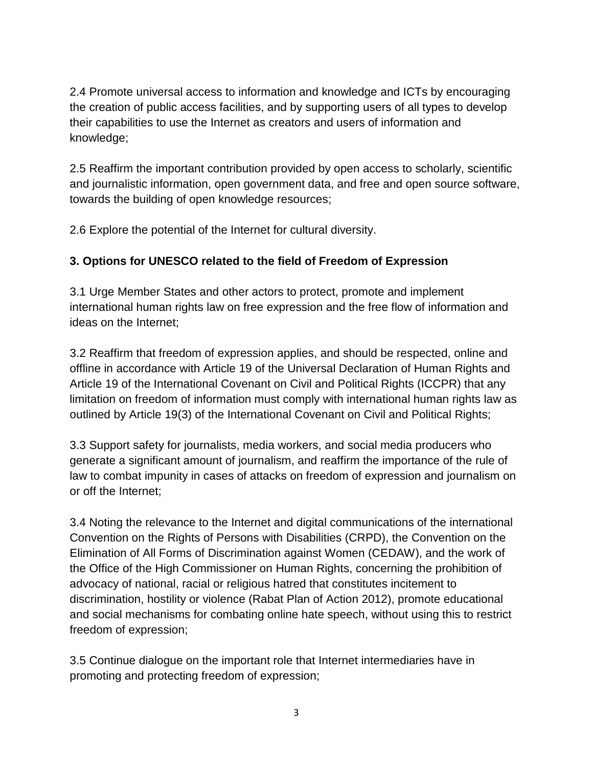2.4 Promote universal access to information and knowledge and ICTs by encouraging the creation of public access facilities, and by supporting users of all types to develop their capabilities to use the Internet as creators and users of information and knowledge;

2.5 Reaffirm the important contribution provided by open access to scholarly, scientific and journalistic information, open government data, and free and open source software, towards the building of open knowledge resources;

2.6 Explore the potential of the Internet for cultural diversity.

**3. Options for UNESCO related to the field of Freedom of Expression**

3.1 Urge Member States and other actors to protect, promote and implement international human rights law on free expression and the free flow of information and ideas on the Internet;

3.2 Reaffirm that freedom of expression applies, and should be respected, online and offline in accordance with Article 19 of the Universal Declaration of Human Rights and Article 19 of the International Covenant on Civil and Political Rights (ICCPR) that any limitation on freedom of information must comply with international human rights law as outlined by Article 19(3) of the International Covenant on Civil and Political Rights;

3.3 Support safety for journalists, media workers, and social media producers who generate a significant amount of journalism, and reaffirm the importance of the rule of law to combat impunity in cases of attacks on freedom of expression and journalism on or off the Internet;

3.4 Noting the relevance to the Internet and digital communications of the international Convention on the Rights of Persons with Disabilities (CRPD), the Convention on the Elimination of All Forms of Discrimination against Women (CEDAW), and the work of the Office of the High Commissioner on Human Rights, concerning the prohibition of advocacy of national, racial or religious hatred that constitutes incitement to discrimination, hostility or violence (Rabat Plan of Action 2012), promote educational and social mechanisms for combating online hate speech, without using this to restrict freedom of expression;

3.5 Continue dialogue on the important role that Internet intermediaries have in promoting and protecting freedom of expression;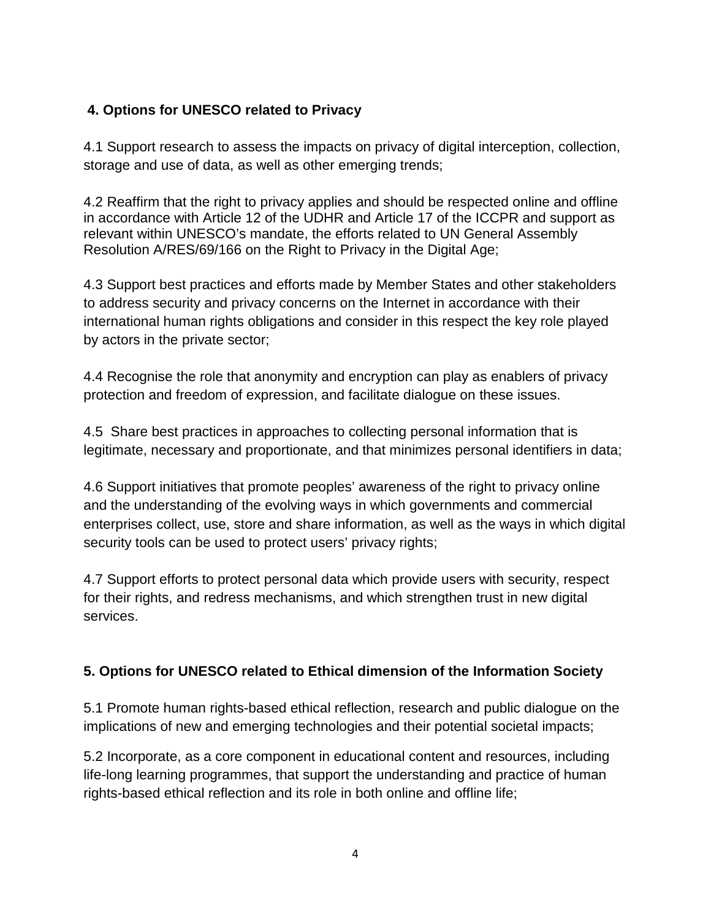## 4. Options for UNESCO related to Privacy

4.1 Support research to assess the impacts on privacy of digital interception, collection, storage and use of data, as well as other emerging trends;

4.2 Reaffirm that the right to privacy applies and should be respected online and offline in accordance with Article 12 of the UDHR and Article 17 of the ICCPR and support as relevant within UNESCO's mandate, the efforts related to UN General Assembly Resolution A/RES/69/166 on the Right to Privacy in the Digital Age;

4.3 Support best practices and efforts made by Member States and other stakeholders to address security and privacy concerns on the Internet in accordance with their international human rights obligations and consider in this respect the key role played by actors in the private sector;

4.4 Recognise the role that anonymity and encryption can play as enablers of privacy protection and freedom of expression, and facilitate dialogue on these issues.

4.5 Share best practices in approaches to collecting personal information that is legitimate, necessary and proportionate, and that minimizes personal identifiers in data;

4.6 Support initiatives that promote peoples' awareness of the right to privacy online and the understanding of the evolving ways in which governments and commercial enterprises collect, use, store and share information, as well as the ways in which digital security tools can be used to protect users' privacy rights;

4.7 Support efforts to protect personal data which provide users with security, respect for their rights, and redress mechanisms, and which strengthen trust in new digital services.

## 5. Options for UNESCO related to Ethical dimension of the Information Society

5.1 Promote human rights-based ethical reflection, research and public dialogue on the implications of new and emerging technologies and their potential societal impacts;

5.2 Incorporate, as a core component in educational content and resources, including life-long learning programmes, that support the understanding and practice of human rights-based ethical reflection and its role in both online and offline life;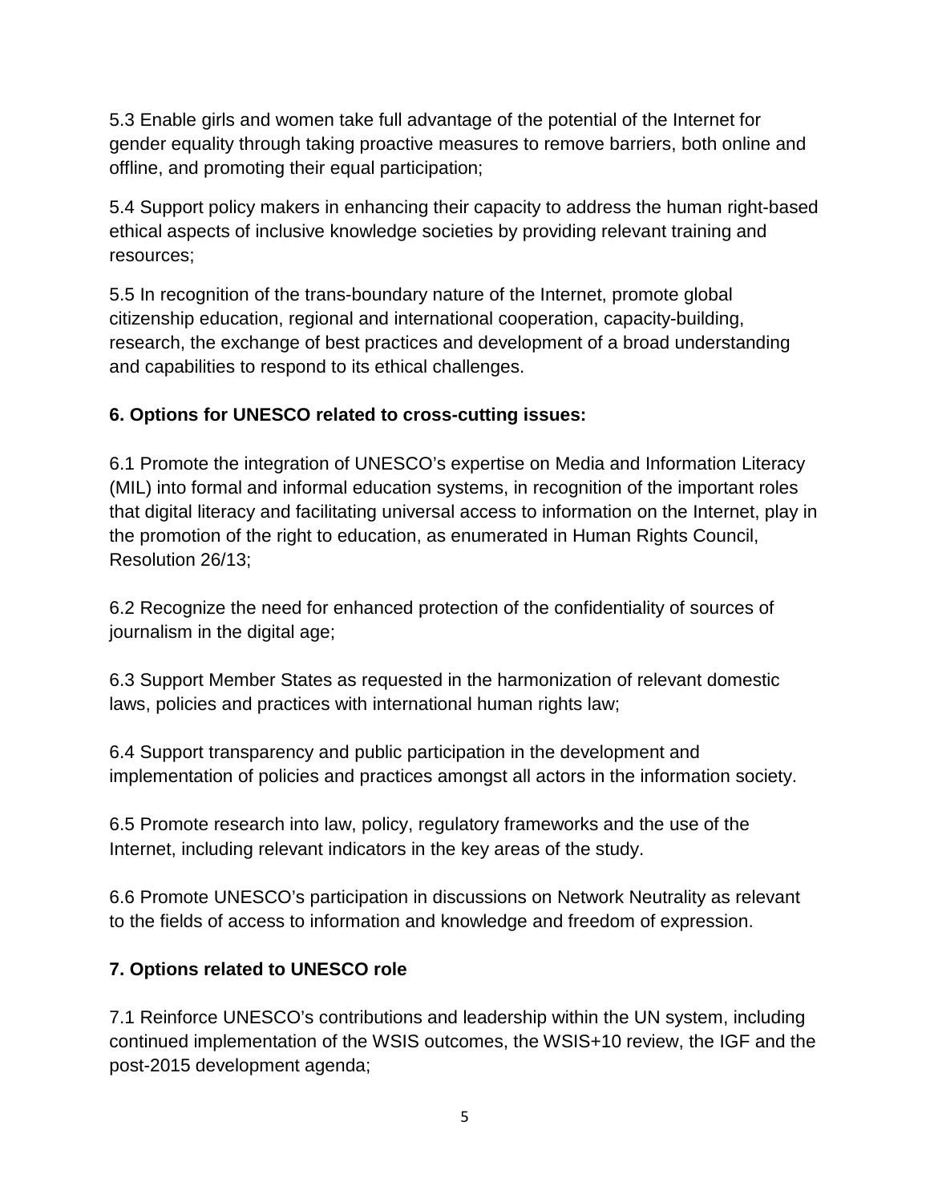5.3 Enable girls and women take full advantage of the potential of the Internet for gender equality through taking proactive measures to remove barriers, both online and offline, and promoting their equal participation;

5.4 Support policy makers in enhancing their capacity to address the human right-based ethical aspects of inclusive knowledge societies by providing relevant training and resources;

5.5 In recognition of the trans-boundary nature of the Internet, promote global citizenship education, regional and international cooperation, capacity-building, research, the exchange of best practices and development of a broad understanding and capabilities to respond to its ethical challenges.

**6. Options for UNESCO related to cross-cutting issues:**

6.1 Promote the integration of UNESCO's expertise on Media and Information Literacy (MIL) into formal and informal education systems, in recognition of the important roles that digital literacy and facilitating universal access to information on the Internet, play in the promotion of the right to education, as enumerated in Human Rights Council, Resolution 26/13;

6.2 Recognize the need for enhanced protection of the confidentiality of sources of journalism in the digital age;

6.3 Support Member States as requested in the harmonization of relevant domestic laws, policies and practices with international human rights law;

6.4 Support transparency and public participation in the development and implementation of policies and practices amongst all actors in the information society.

6.5 Promote research into law, policy, regulatory frameworks and the use of the Internet, including relevant indicators in the key areas of the study.

6.6 Promote UNESCO's participation in discussions on Network Neutrality as relevant to the fields of access to information and knowledge and freedom of expression.

**7. Options related to UNESCO role**

7.1 Reinforce UNESCO's contributions and leadership within the UN system, including continued implementation of the WSIS outcomes, the WSIS+10 review, the IGF and the post-2015 development agenda;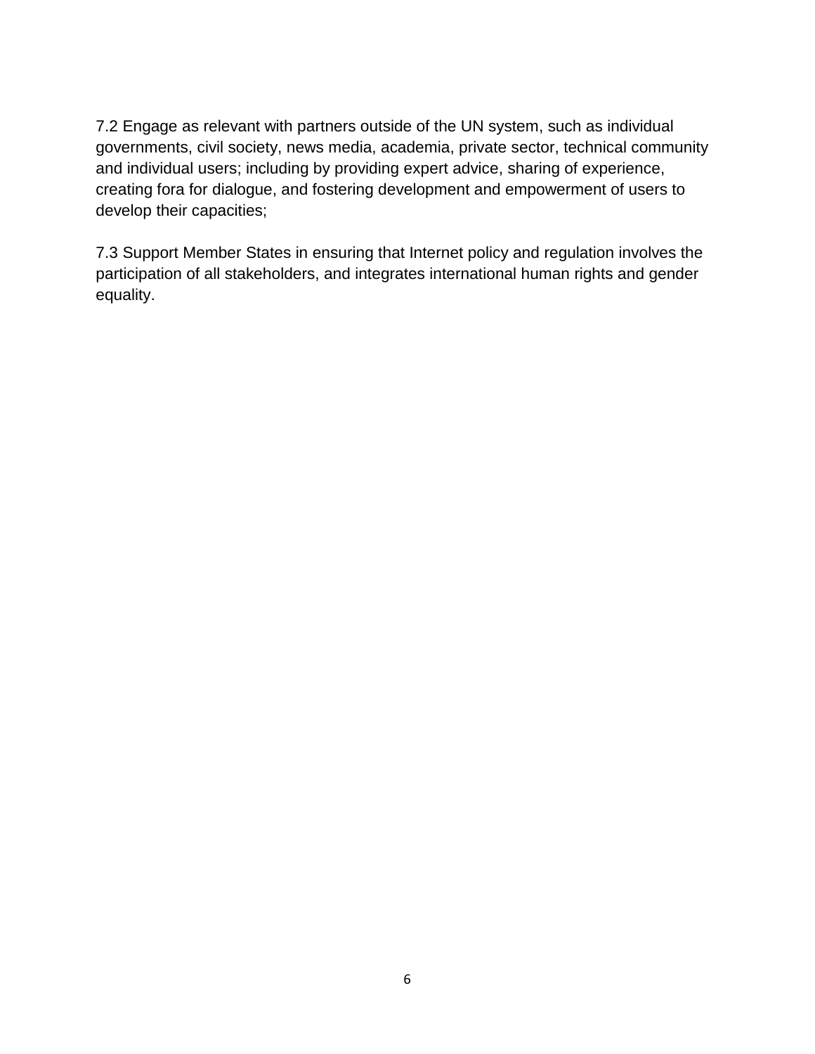7.2 Engage as relevant with partners outside of the UN system, such as individual governments, civil society, news media, academia, private sector, technical community and individual users; including by providing expert advice, sharing of experience, creating fora for dialogue, and fostering development and empowerment of users to develop their capacities;

7.3 Support Member States in ensuring that Internet policy and regulation involves the participation of all stakeholders, and integrates international human rights and gender equality.